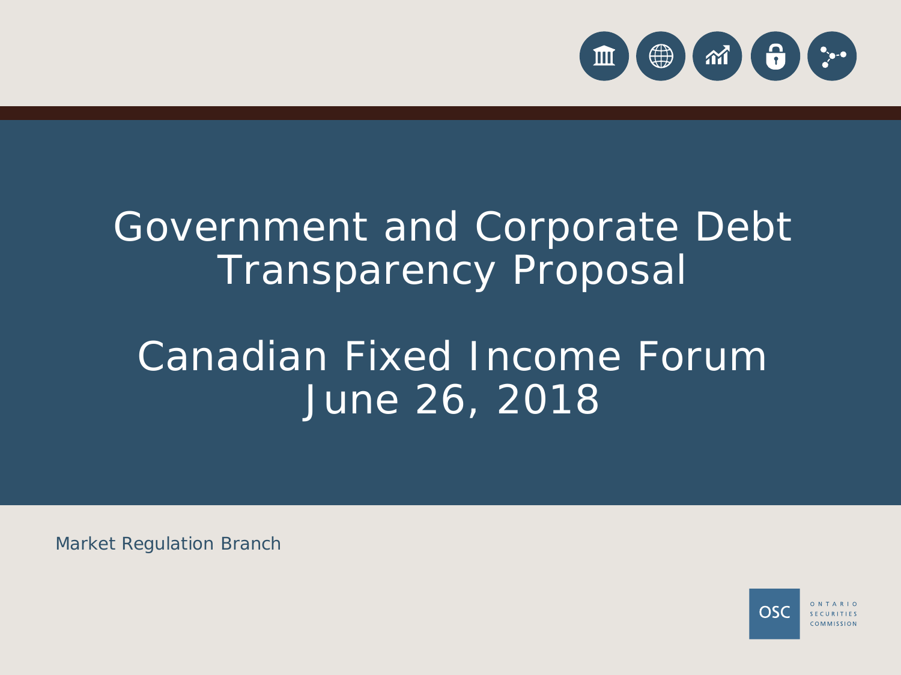# Government and Corporate Debt Transparency Proposal

## Canadian Fixed Income Forum
## June 26, 2018

Market Regulation Branch

OSC ONTARIO SECURITIES COMMISSION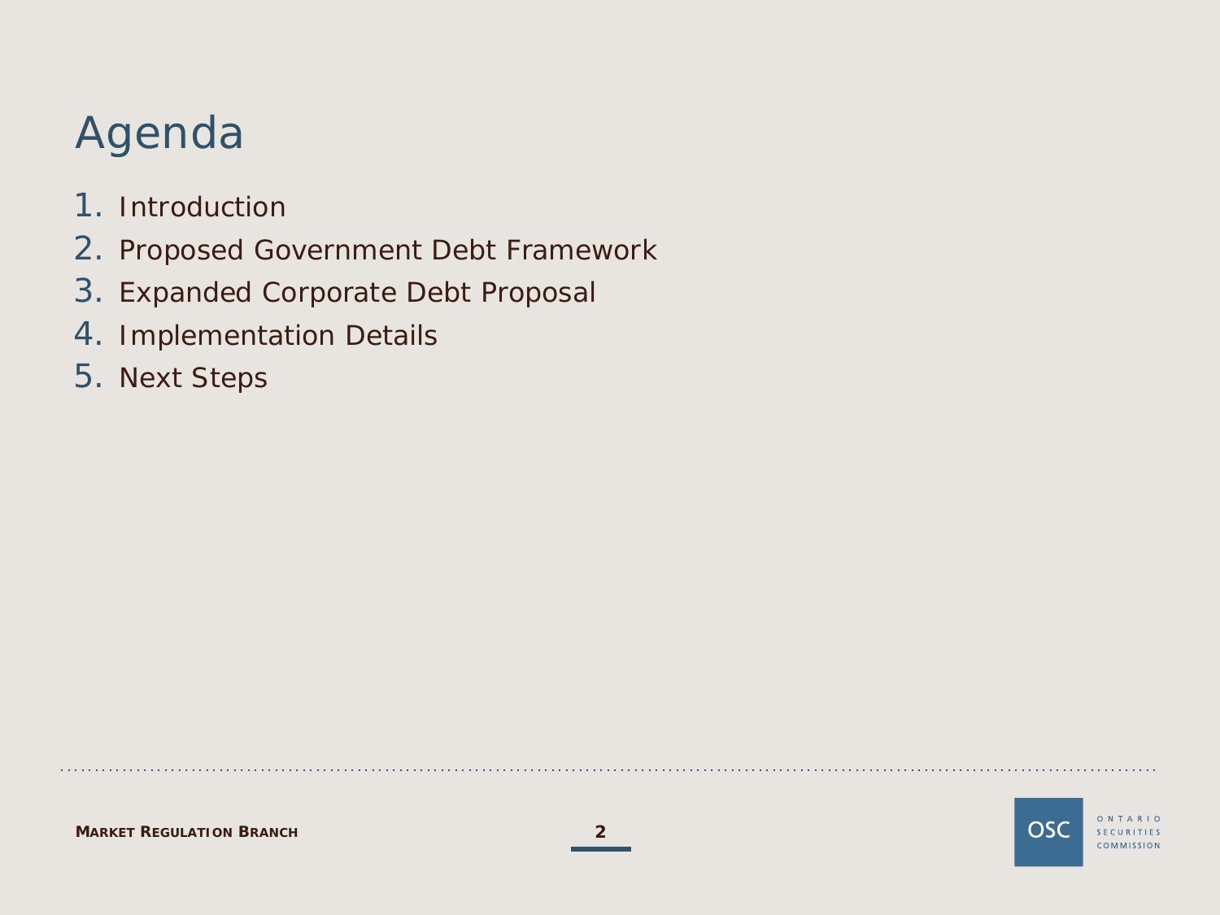# Agenda

1. Introduction
2. Proposed Government Debt Framework
3. Expanded Corporate Debt Proposal
4. Implementation Details
5. Next Steps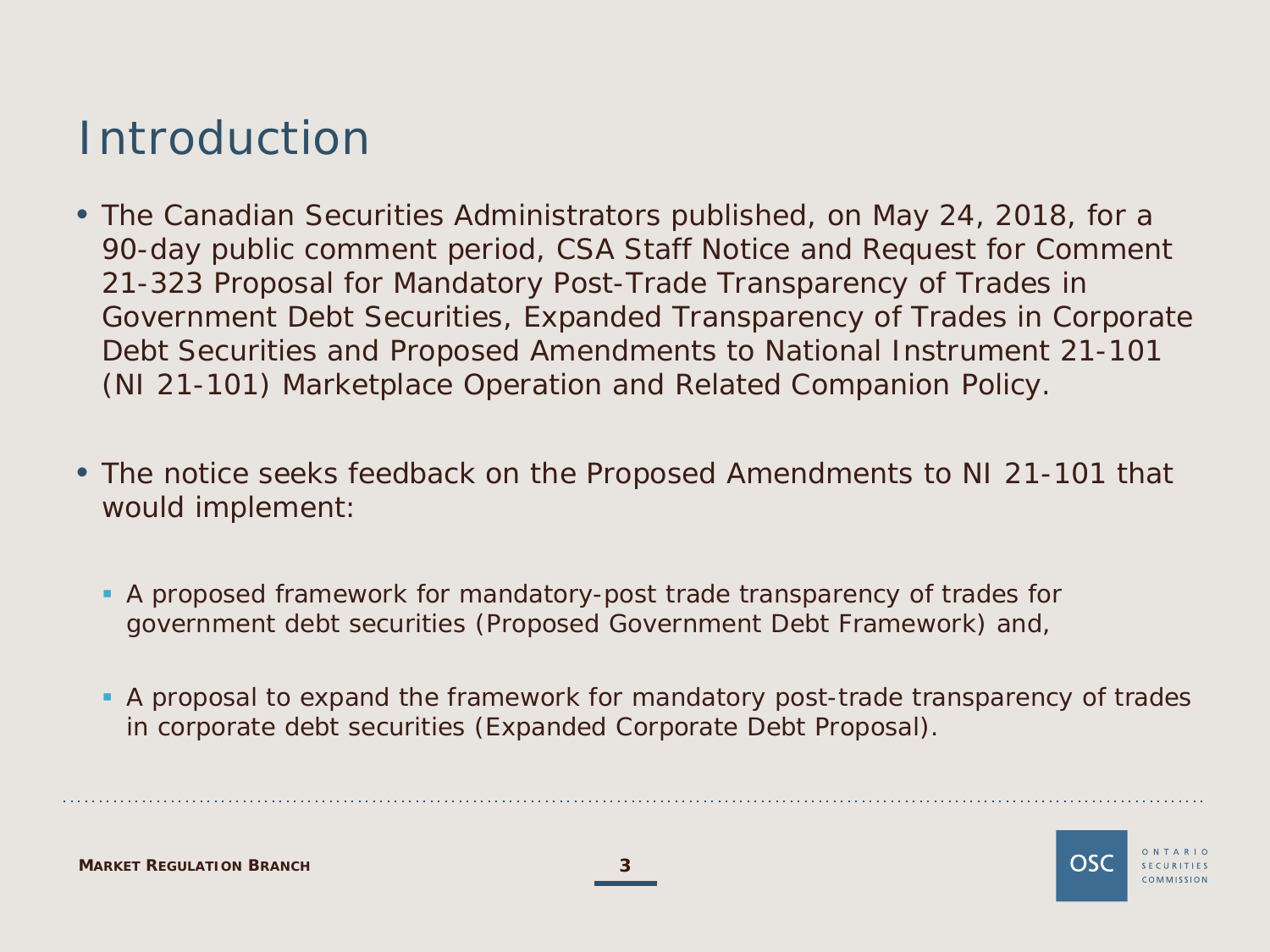# Introduction

- The Canadian Securities Administrators published, on May 24, 2018, for a 90-day public comment period, CSA Staff Notice and Request for Comment 21-323 Proposal for Mandatory Post-Trade Transparency of Trades in Government Debt Securities, Expanded Transparency of Trades in Corporate Debt Securities and Proposed Amendments to National Instrument 21-101 (NI 21-101) Marketplace Operation and Related Companion Policy.

- The notice seeks feedback on the Proposed Amendments to NI 21-101 that would implement:
  - A proposed framework for mandatory-post trade transparency of trades for government debt securities (Proposed Government Debt Framework) and,
  - A proposal to expand the framework for mandatory post-trade transparency of trades in corporate debt securities (Expanded Corporate Debt Proposal).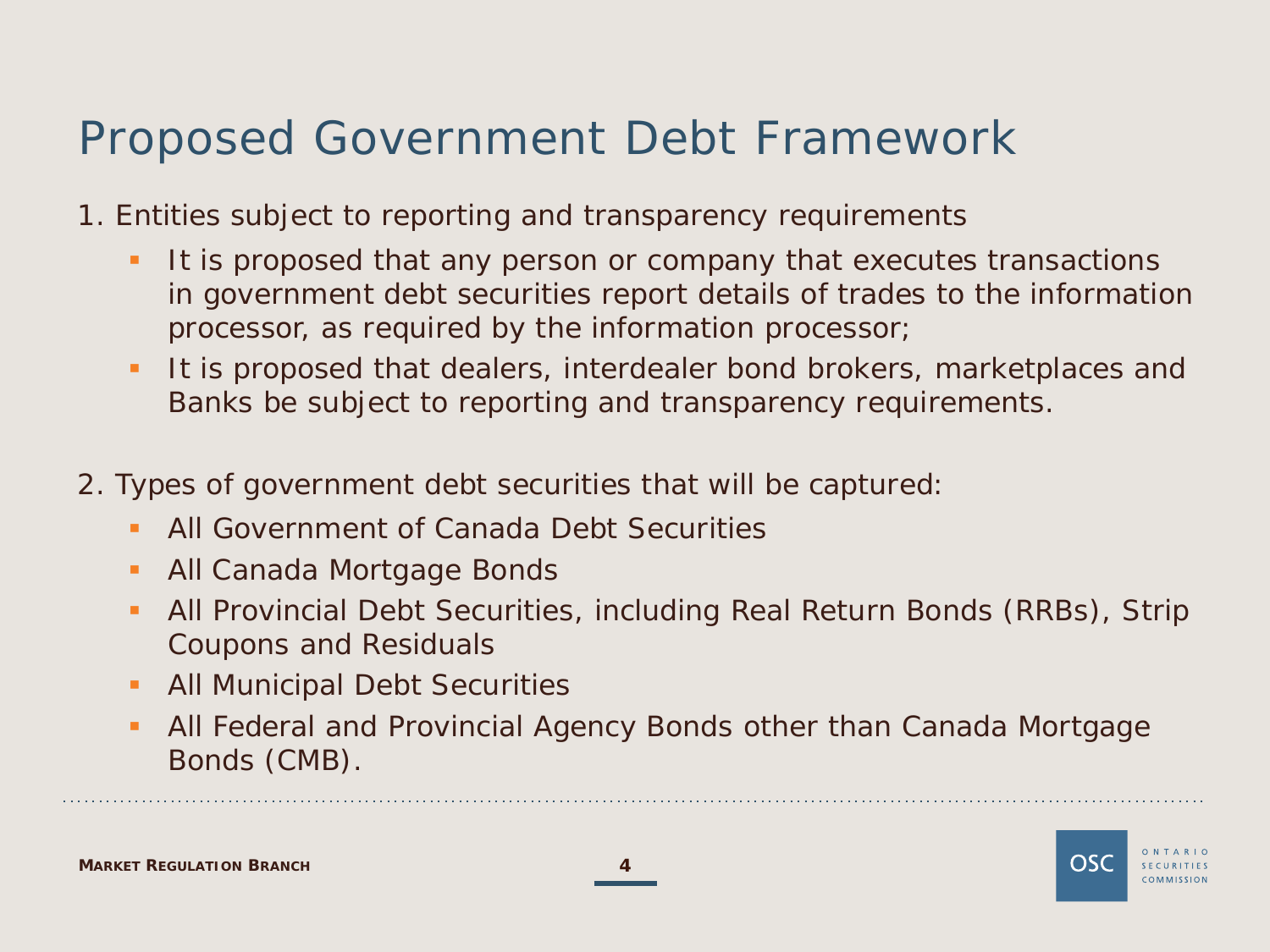# Proposed Government Debt Framework

1. Entities subject to reporting and transparency requirements
   - It is proposed that any person or company that executes transactions in government debt securities report details of trades to the information processor, as required by the information processor;
   - It is proposed that dealers, interdealer bond brokers, marketplaces and Banks be subject to reporting and transparency requirements.

2. Types of government debt securities that will be captured:
   - All Government of Canada Debt Securities
   - All Canada Mortgage Bonds
   - All Provincial Debt Securities, including Real Return Bonds (RRBs), Strip Coupons and Residuals
   - All Municipal Debt Securities
   - All Federal and Provincial Agency Bonds other than Canada Mortgage Bonds (CMB).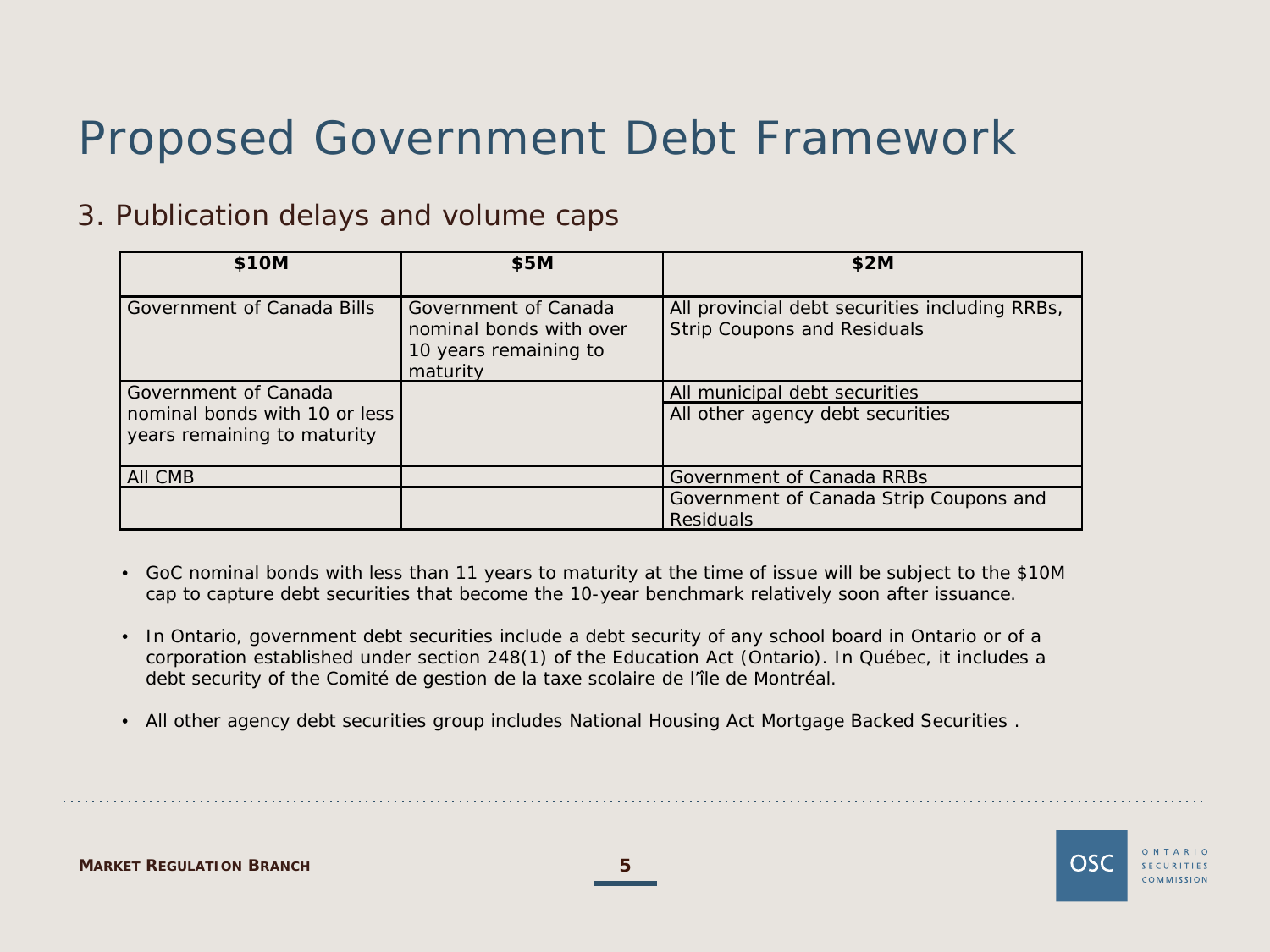# Proposed Government Debt Framework

## 3. Publication delays and volume caps

| $10M | $5M | $2M |
|---|---|---|
| Government of Canada Bills | Government of Canada nominal bonds with over 10 years remaining to maturity | All provincial debt securities including RRBs, Strip Coupons and Residuals |
| Government of Canada nominal bonds with 10 or less years remaining to maturity | | All municipal debt securities |
| | | All other agency debt securities |
| All CMB | | Government of Canada RRBs |
| | | Government of Canada Strip Coupons and Residuals |

- GoC nominal bonds with less than 11 years to maturity at the time of issue will be subject to the $10M cap to capture debt securities that become the 10-year benchmark relatively soon after issuance.
- In Ontario, government debt securities include a debt security of any school board in Ontario or of a corporation established under section 248(1) of the Education Act (Ontario). In Québec, it includes a debt security of the Comité de gestion de la taxe scolaire de l'île de Montréal.
- All other agency debt securities group includes National Housing Act Mortgage Backed Securities .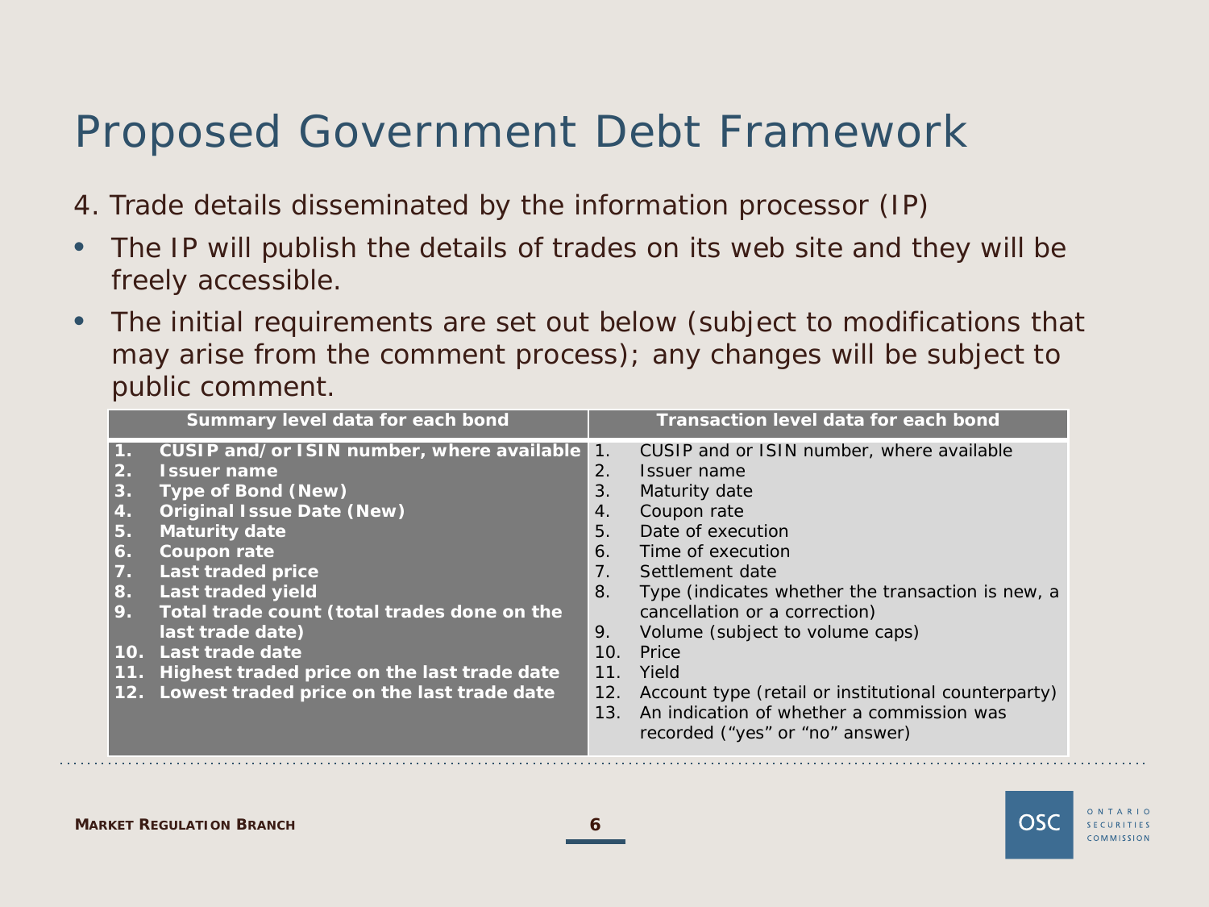# Proposed Government Debt Framework

4. Trade details disseminated by the information processor (IP)

- The IP will publish the details of trades on its web site and they will be freely accessible.
- The initial requirements are set out below (subject to modifications that may arise from the comment process); any changes will be subject to public comment.

| Summary level data for each bond | Transaction level data for each bond |
|---|---|
| 1. CUSIP and/or ISIN number, where available<br>2. Issuer name<br>3. Type of Bond (New)<br>4. Original Issue Date (New)<br>5. Maturity date<br>6. Coupon rate<br>7. Last traded price<br>8. Last traded yield<br>9. Total trade count (total trades done on the last trade date)<br>10. Last trade date<br>11. Highest traded price on the last trade date<br>12. Lowest traded price on the last trade date | 1. CUSIP and or ISIN number, where available<br>2. Issuer name<br>3. Maturity date<br>4. Coupon rate<br>5. Date of execution<br>6. Time of execution<br>7. Settlement date<br>8. Type (indicates whether the transaction is new, a cancellation or a correction)<br>9. Volume (subject to volume caps)<br>10. Price<br>11. Yield<br>12. Account type (retail or institutional counterparty)<br>13. An indication of whether a commission was recorded ("yes" or "no" answer) |

**Market Regulation Branch**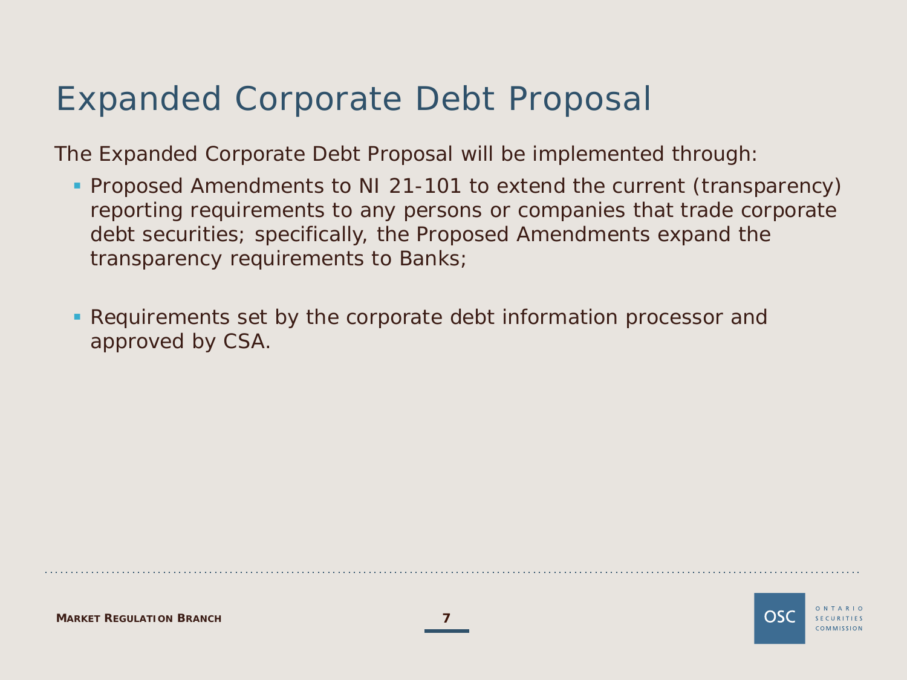# Expanded Corporate Debt Proposal

The Expanded Corporate Debt Proposal will be implemented through:

- Proposed Amendments to NI 21-101 to extend the current (transparency) reporting requirements to any persons or companies that trade corporate debt securities; specifically, the Proposed Amendments expand the transparency requirements to Banks;
- Requirements set by the corporate debt information processor and approved by CSA.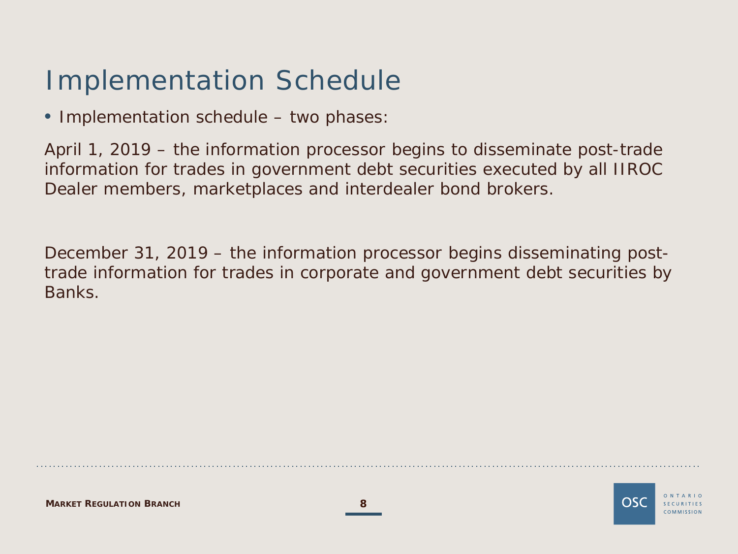# Implementation Schedule

- Implementation schedule – two phases:

April 1, 2019 – the information processor begins to disseminate post-trade information for trades in government debt securities executed by all IIROC Dealer members, marketplaces and interdealer bond brokers.

December 31, 2019 – the information processor begins disseminating post-trade information for trades in corporate and government debt securities by Banks.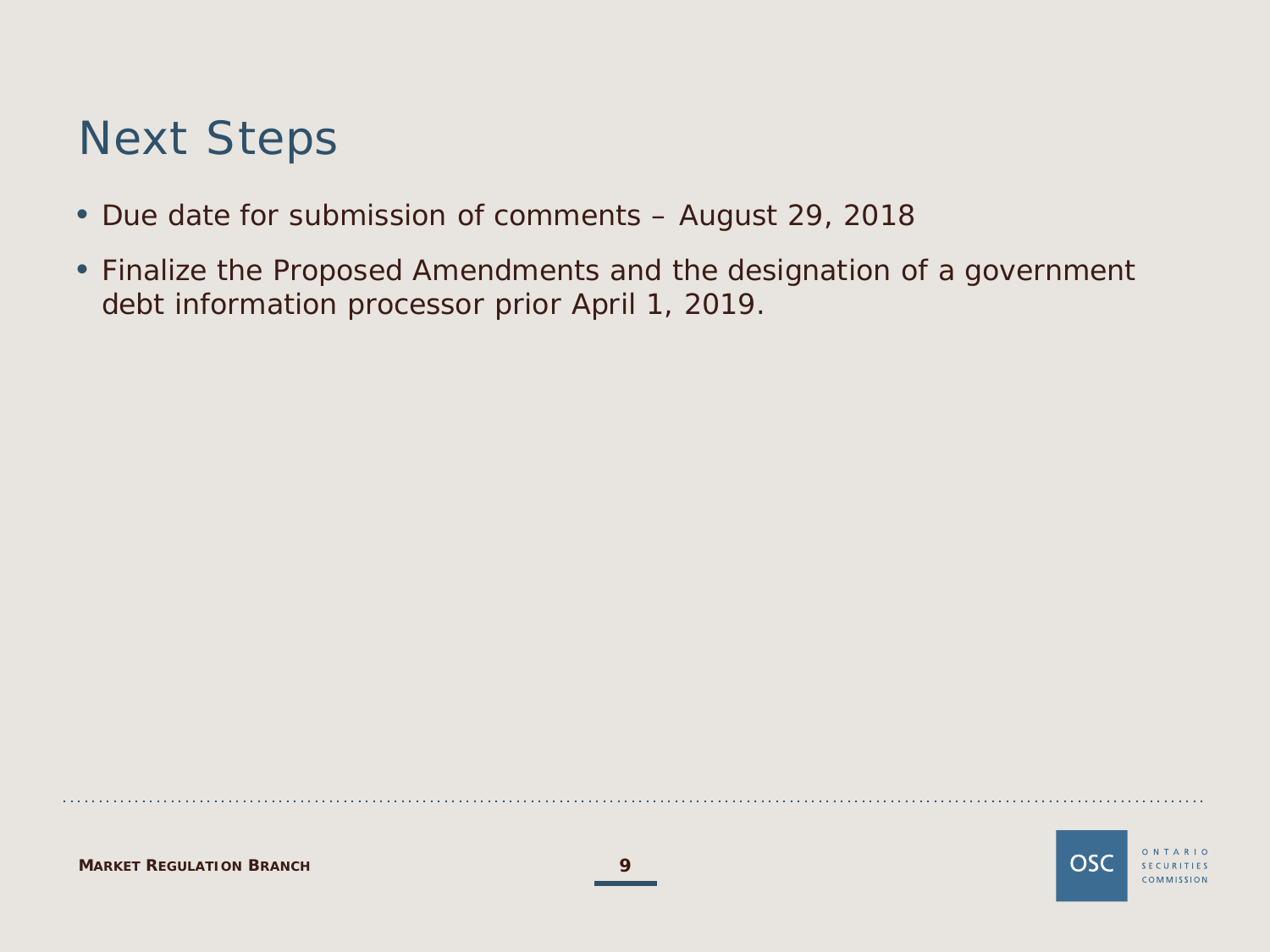## Next Steps

- Due date for submission of comments – August 29, 2018
- Finalize the Proposed Amendments and the designation of a government debt information processor prior April 1, 2019.